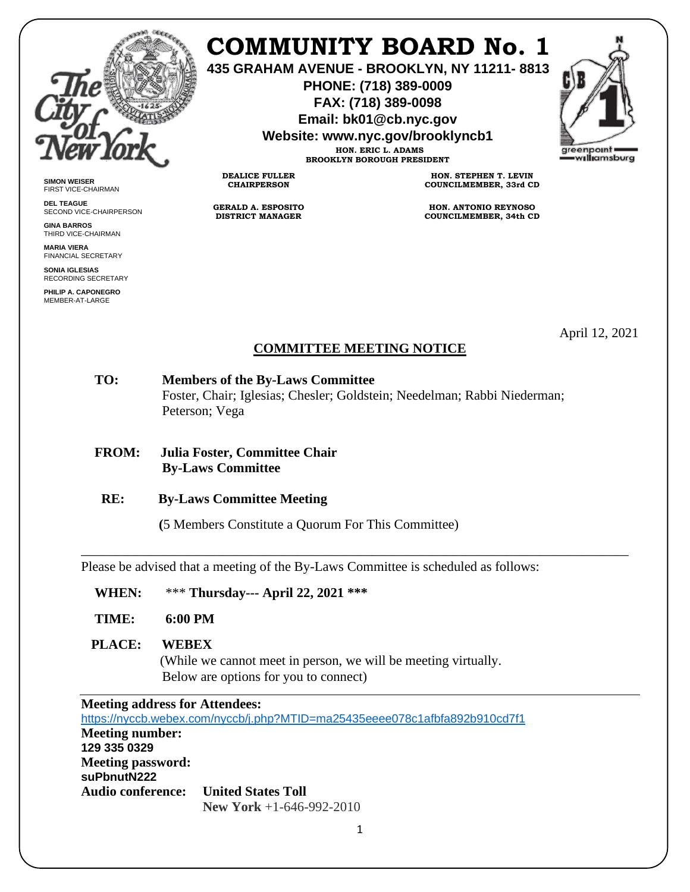# COMMUNITY BOARD No. 1

**435 GRAHAM AVENUE - BROOKLYN, NY 11211- 8813**
**PHONE: (718) 389-0009**
**FAX: (718) 389-0098**
**Email: bk01@cb.nyc.gov**
**Website: www.nyc.gov/brooklyncb1**

**HON. ERIC L. ADAMS**
**BROOKLYN BOROUGH PRESIDENT**

**DEALICE FULLER**
**CHAIRPERSON**

**GERALD A. ESPOSITO**
**DISTRICT MANAGER**

**HON. STEPHEN T. LEVIN**
**COUNCILMEMBER, 33rd CD**

**HON. ANTONIO REYNOSO**
**COUNCILMEMBER, 34th CD**

**SIMON WEISER**
FIRST VICE-CHAIRMAN

**DEL TEAGUE**
SECOND VICE-CHAIRPERSON

**GINA BARROS**
THIRD VICE-CHAIRMAN

**MARIA VIERA**
FINANCIAL SECRETARY

**SONIA IGLESIAS**
RECORDING SECRETARY

**PHILIP A. CAPONEGRO**
MEMBER-AT-LARGE

April 12, 2021

## COMMITTEE MEETING NOTICE

**TO:** **Members of the By-Laws Committee**
Foster, Chair; Iglesias; Chesler; Goldstein; Needelman; Rabbi Niederman; Peterson; Vega

**FROM:** **Julia Foster, Committee Chair**
**By-Laws Committee**

**RE:** **By-Laws Committee Meeting**

**(**5 Members Constitute a Quorum For This Committee)

---

Please be advised that a meeting of the By-Laws Committee is scheduled as follows:

**WHEN:** *** **Thursday--- April 22, 2021 *****

**TIME:** **6:00 PM**

**PLACE:** **WEBEX**
(While we cannot meet in person, we will be meeting virtually. Below are options for you to connect)

---

**Meeting address for Attendees:**
https://nyccb.webex.com/nyccb/j.php?MTID=ma25435eeee078c1afbfa892b910cd7f1

**Meeting number:**
**129 335 0329**

**Meeting password:**
**suPbnutN222**

**Audio conference:** **United States Toll**
**New York** +1-646-992-2010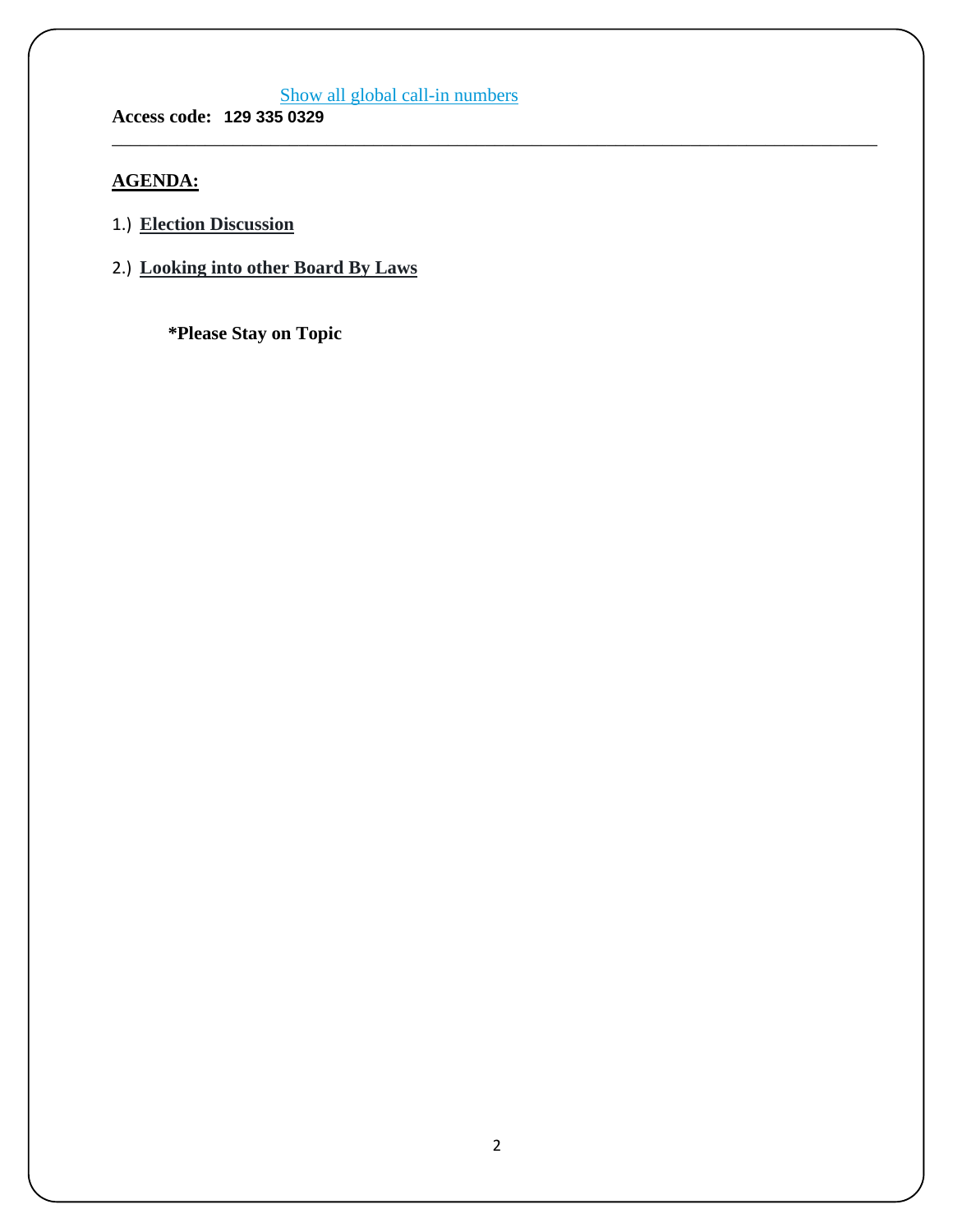[Show all global call-in numbers]

**Access code: 129 335 0329**

---

## **AGENDA:**

1.) **Election Discussion**

2.) **Looking into other Board By Laws**

**\*Please Stay on Topic**